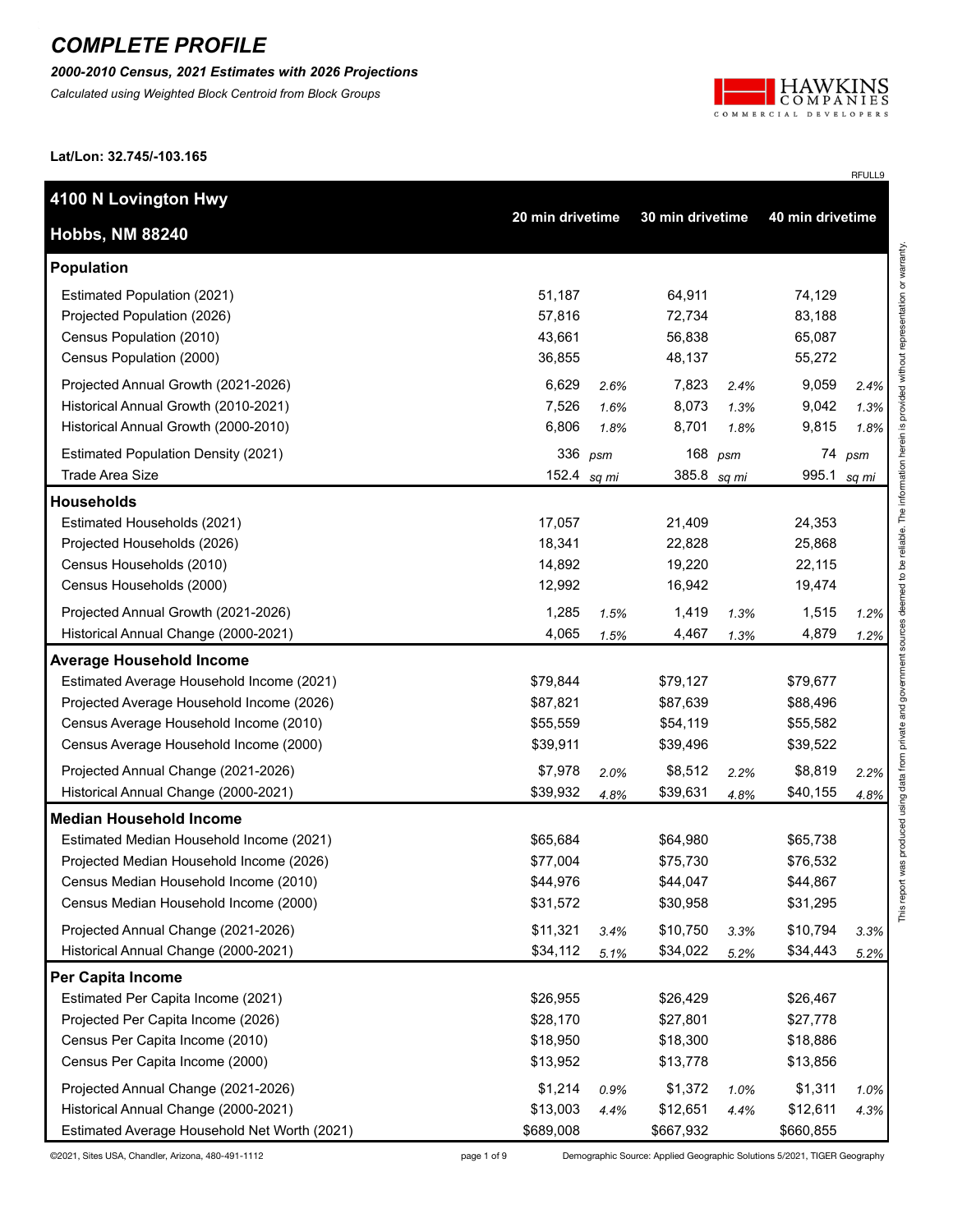# COMPLETE PROFILE

***2000-2010 Census, 2021 Estimates with 2026 Projections***

*Calculated using Weighted Block Centroid from Block Groups*

**Lat/Lon: 32.745/-103.165**

RFULL9

| 4100 N Lovington Hwy Hobbs, NM 88240 | 20 min drivetime | | 30 min drivetime | | 40 min drivetime | |
|---|---|---|---|---|---|---|
| **Population** | | | | | | |
| Estimated Population (2021) | 51,187 | | 64,911 | | 74,129 | |
| Projected Population (2026) | 57,816 | | 72,734 | | 83,188 | |
| Census Population (2010) | 43,661 | | 56,838 | | 65,087 | |
| Census Population (2000) | 36,855 | | 48,137 | | 55,272 | |
| Projected Annual Growth (2021-2026) | 6,629 | *2.6%* | 7,823 | *2.4%* | 9,059 | *2.4%* |
| Historical Annual Growth (2010-2021) | 7,526 | *1.6%* | 8,073 | *1.3%* | 9,042 | *1.3%* |
| Historical Annual Growth (2000-2010) | 6,806 | *1.8%* | 8,701 | *1.8%* | 9,815 | *1.8%* |
| Estimated Population Density (2021) | 336 | *psm* | 168 | *psm* | 74 | *psm* |
| Trade Area Size | 152.4 | *sq mi* | 385.8 | *sq mi* | 995.1 | *sq mi* |
| **Households** | | | | | | |
| Estimated Households (2021) | 17,057 | | 21,409 | | 24,353 | |
| Projected Households (2026) | 18,341 | | 22,828 | | 25,868 | |
| Census Households (2010) | 14,892 | | 19,220 | | 22,115 | |
| Census Households (2000) | 12,992 | | 16,942 | | 19,474 | |
| Projected Annual Growth (2021-2026) | 1,285 | *1.5%* | 1,419 | *1.3%* | 1,515 | *1.2%* |
| Historical Annual Change (2000-2021) | 4,065 | *1.5%* | 4,467 | *1.3%* | 4,879 | *1.2%* |
| **Average Household Income** | | | | | | |
| Estimated Average Household Income (2021) | $79,844 | | $79,127 | | $79,677 | |
| Projected Average Household Income (2026) | $87,821 | | $87,639 | | $88,496 | |
| Census Average Household Income (2010) | $55,559 | | $54,119 | | $55,582 | |
| Census Average Household Income (2000) | $39,911 | | $39,496 | | $39,522 | |
| Projected Annual Change (2021-2026) | $7,978 | *2.0%* | $8,512 | *2.2%* | $8,819 | *2.2%* |
| Historical Annual Change (2000-2021) | $39,932 | *4.8%* | $39,631 | *4.8%* | $40,155 | *4.8%* |
| **Median Household Income** | | | | | | |
| Estimated Median Household Income (2021) | $65,684 | | $64,980 | | $65,738 | |
| Projected Median Household Income (2026) | $77,004 | | $75,730 | | $76,532 | |
| Census Median Household Income (2010) | $44,976 | | $44,047 | | $44,867 | |
| Census Median Household Income (2000) | $31,572 | | $30,958 | | $31,295 | |
| Projected Annual Change (2021-2026) | $11,321 | *3.4%* | $10,750 | *3.3%* | $10,794 | *3.3%* |
| Historical Annual Change (2000-2021) | $34,112 | *5.1%* | $34,022 | *5.2%* | $34,443 | *5.2%* |
| **Per Capita Income** | | | | | | |
| Estimated Per Capita Income (2021) | $26,955 | | $26,429 | | $26,467 | |
| Projected Per Capita Income (2026) | $28,170 | | $27,801 | | $27,778 | |
| Census Per Capita Income (2010) | $18,950 | | $18,300 | | $18,886 | |
| Census Per Capita Income (2000) | $13,952 | | $13,778 | | $13,856 | |
| Projected Annual Change (2021-2026) | $1,214 | *0.9%* | $1,372 | *1.0%* | $1,311 | *1.0%* |
| Historical Annual Change (2000-2021) | $13,003 | *4.4%* | $12,651 | *4.4%* | $12,611 | *4.3%* |
| Estimated Average Household Net Worth (2021) | $689,008 | | $667,932 | | $660,855 | |

This report was produced using data from private and government sources deemed to be reliable. The information herein is provided without representation or warranty.

©2021, Sites USA, Chandler, Arizona, 480-491-1112

Demographic Source: Applied Geographic Solutions 5/2021, TIGER Geography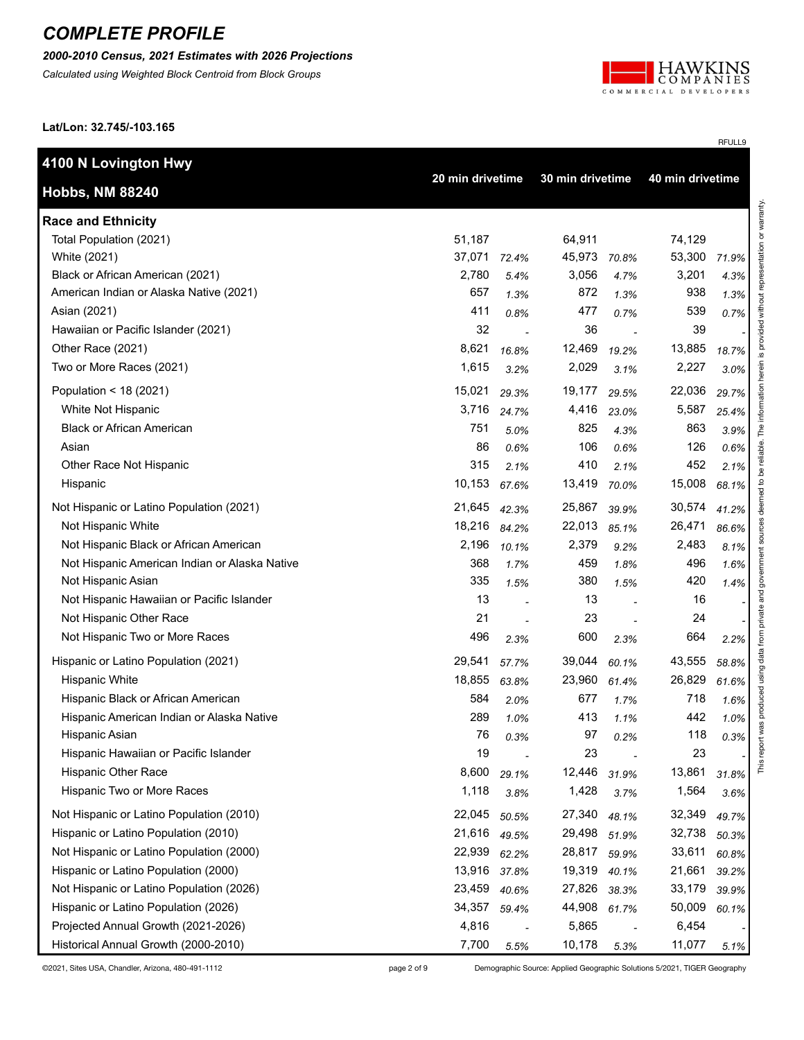# COMPLETE PROFILE

***2000-2010 Census, 2021 Estimates with 2026 Projections***

*Calculated using Weighted Block Centroid from Block Groups*

**Lat/Lon: 32.745/-103.165**

RFULL9

| **4100 N Lovington Hwy**<br>**Hobbs, NM 88240** | **20 min drivetime** | | **30 min drivetime** | | **40 min drivetime** | |
|---|---|---|---|---|---|---|
| **Race and Ethnicity** | | | | | | |
| Total Population (2021) | 51,187 | | 64,911 | | 74,129 | |
| White (2021) | 37,071 | *72.4%* | 45,973 | *70.8%* | 53,300 | *71.9%* |
| Black or African American (2021) | 2,780 | *5.4%* | 3,056 | *4.7%* | 3,201 | *4.3%* |
| American Indian or Alaska Native (2021) | 657 | *1.3%* | 872 | *1.3%* | 938 | *1.3%* |
| Asian (2021) | 411 | *0.8%* | 477 | *0.7%* | 539 | *0.7%* |
| Hawaiian or Pacific Islander (2021) | 32 | - | 36 | - | 39 | - |
| Other Race (2021) | 8,621 | *16.8%* | 12,469 | *19.2%* | 13,885 | *18.7%* |
| Two or More Races (2021) | 1,615 | *3.2%* | 2,029 | *3.1%* | 2,227 | *3.0%* |
| Population < 18 (2021) | 15,021 | *29.3%* | 19,177 | *29.5%* | 22,036 | *29.7%* |
| White Not Hispanic | 3,716 | *24.7%* | 4,416 | *23.0%* | 5,587 | *25.4%* |
| Black or African American | 751 | *5.0%* | 825 | *4.3%* | 863 | *3.9%* |
| Asian | 86 | *0.6%* | 106 | *0.6%* | 126 | *0.6%* |
| Other Race Not Hispanic | 315 | *2.1%* | 410 | *2.1%* | 452 | *2.1%* |
| Hispanic | 10,153 | *67.6%* | 13,419 | *70.0%* | 15,008 | *68.1%* |
| Not Hispanic or Latino Population (2021) | 21,645 | *42.3%* | 25,867 | *39.9%* | 30,574 | *41.2%* |
| Not Hispanic White | 18,216 | *84.2%* | 22,013 | *85.1%* | 26,471 | *86.6%* |
| Not Hispanic Black or African American | 2,196 | *10.1%* | 2,379 | *9.2%* | 2,483 | *8.1%* |
| Not Hispanic American Indian or Alaska Native | 368 | *1.7%* | 459 | *1.8%* | 496 | *1.6%* |
| Not Hispanic Asian | 335 | *1.5%* | 380 | *1.5%* | 420 | *1.4%* |
| Not Hispanic Hawaiian or Pacific Islander | 13 | - | 13 | - | 16 | - |
| Not Hispanic Other Race | 21 | - | 23 | - | 24 | - |
| Not Hispanic Two or More Races | 496 | *2.3%* | 600 | *2.3%* | 664 | *2.2%* |
| Hispanic or Latino Population (2021) | 29,541 | *57.7%* | 39,044 | *60.1%* | 43,555 | *58.8%* |
| Hispanic White | 18,855 | *63.8%* | 23,960 | *61.4%* | 26,829 | *61.6%* |
| Hispanic Black or African American | 584 | *2.0%* | 677 | *1.7%* | 718 | *1.6%* |
| Hispanic American Indian or Alaska Native | 289 | *1.0%* | 413 | *1.1%* | 442 | *1.0%* |
| Hispanic Asian | 76 | *0.3%* | 97 | *0.2%* | 118 | *0.3%* |
| Hispanic Hawaiian or Pacific Islander | 19 | - | 23 | - | 23 | - |
| Hispanic Other Race | 8,600 | *29.1%* | 12,446 | *31.9%* | 13,861 | *31.8%* |
| Hispanic Two or More Races | 1,118 | *3.8%* | 1,428 | *3.7%* | 1,564 | *3.6%* |
| Not Hispanic or Latino Population (2010) | 22,045 | *50.5%* | 27,340 | *48.1%* | 32,349 | *49.7%* |
| Hispanic or Latino Population (2010) | 21,616 | *49.5%* | 29,498 | *51.9%* | 32,738 | *50.3%* |
| Not Hispanic or Latino Population (2000) | 22,939 | *62.2%* | 28,817 | *59.9%* | 33,611 | *60.8%* |
| Hispanic or Latino Population (2000) | 13,916 | *37.8%* | 19,319 | *40.1%* | 21,661 | *39.2%* |
| Not Hispanic or Latino Population (2026) | 23,459 | *40.6%* | 27,826 | *38.3%* | 33,179 | *39.9%* |
| Hispanic or Latino Population (2026) | 34,357 | *59.4%* | 44,908 | *61.7%* | 50,009 | *60.1%* |
| Projected Annual Growth (2021-2026) | 4,816 | - | 5,865 | - | 6,454 | - |
| Historical Annual Growth (2000-2010) | 7,700 | *5.5%* | 10,178 | *5.3%* | 11,077 | *5.1%* |

This report was produced using data from private and government sources deemed to be reliable. The information herein is provided without representation or warranty.

©2021, Sites USA, Chandler, Arizona, 480-491-1112

Demographic Source: Applied Geographic Solutions 5/2021, TIGER Geography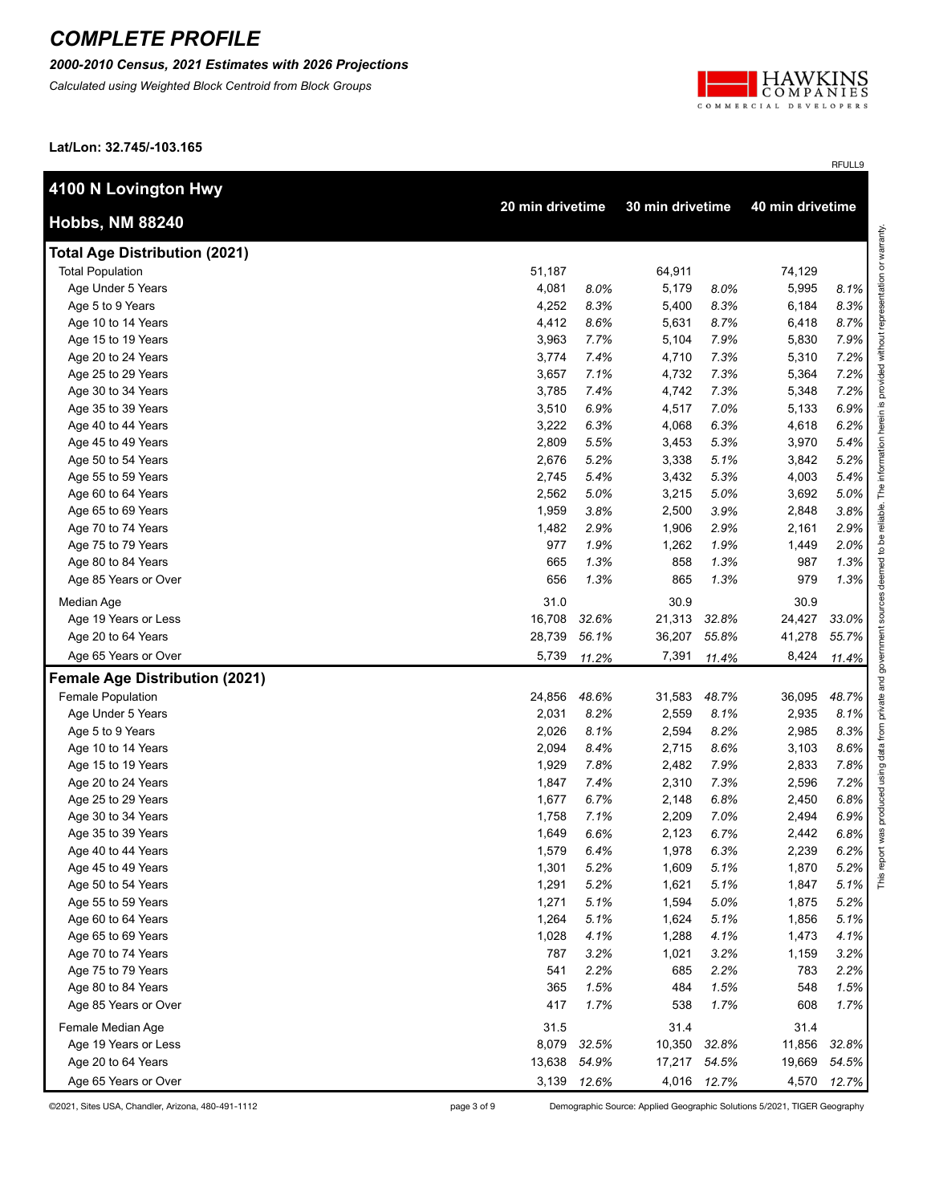# COMPLETE PROFILE

***2000-2010 Census, 2021 Estimates with 2026 Projections***

*Calculated using Weighted Block Centroid from Block Groups*

**Lat/Lon: 32.745/-103.165**

RFULL9

| **4100 N Lovington Hwy** **Hobbs, NM 88240** | **20 min drivetime** | | **30 min drivetime** | | **40 min drivetime** | |
|---|---|---|---|---|---|---|
| **Total Age Distribution (2021)** | | | | | | |
| Total Population | 51,187 | | 64,911 | | 74,129 | |
| Age Under 5 Years | 4,081 | *8.0%* | 5,179 | *8.0%* | 5,995 | *8.1%* |
| Age 5 to 9 Years | 4,252 | *8.3%* | 5,400 | *8.3%* | 6,184 | *8.3%* |
| Age 10 to 14 Years | 4,412 | *8.6%* | 5,631 | *8.7%* | 6,418 | *8.7%* |
| Age 15 to 19 Years | 3,963 | *7.7%* | 5,104 | *7.9%* | 5,830 | *7.9%* |
| Age 20 to 24 Years | 3,774 | *7.4%* | 4,710 | *7.3%* | 5,310 | *7.2%* |
| Age 25 to 29 Years | 3,657 | *7.1%* | 4,732 | *7.3%* | 5,364 | *7.2%* |
| Age 30 to 34 Years | 3,785 | *7.4%* | 4,742 | *7.3%* | 5,348 | *7.2%* |
| Age 35 to 39 Years | 3,510 | *6.9%* | 4,517 | *7.0%* | 5,133 | *6.9%* |
| Age 40 to 44 Years | 3,222 | *6.3%* | 4,068 | *6.3%* | 4,618 | *6.2%* |
| Age 45 to 49 Years | 2,809 | *5.5%* | 3,453 | *5.3%* | 3,970 | *5.4%* |
| Age 50 to 54 Years | 2,676 | *5.2%* | 3,338 | *5.1%* | 3,842 | *5.2%* |
| Age 55 to 59 Years | 2,745 | *5.4%* | 3,432 | *5.3%* | 4,003 | *5.4%* |
| Age 60 to 64 Years | 2,562 | *5.0%* | 3,215 | *5.0%* | 3,692 | *5.0%* |
| Age 65 to 69 Years | 1,959 | *3.8%* | 2,500 | *3.9%* | 2,848 | *3.8%* |
| Age 70 to 74 Years | 1,482 | *2.9%* | 1,906 | *2.9%* | 2,161 | *2.9%* |
| Age 75 to 79 Years | 977 | *1.9%* | 1,262 | *1.9%* | 1,449 | *2.0%* |
| Age 80 to 84 Years | 665 | *1.3%* | 858 | *1.3%* | 987 | *1.3%* |
| Age 85 Years or Over | 656 | *1.3%* | 865 | *1.3%* | 979 | *1.3%* |
| Median Age | 31.0 | | 30.9 | | 30.9 | |
| Age 19 Years or Less | 16,708 | *32.6%* | 21,313 | *32.8%* | 24,427 | *33.0%* |
| Age 20 to 64 Years | 28,739 | *56.1%* | 36,207 | *55.8%* | 41,278 | *55.7%* |
| Age 65 Years or Over | 5,739 | *11.2%* | 7,391 | *11.4%* | 8,424 | *11.4%* |
| **Female Age Distribution (2021)** | | | | | | |
| Female Population | 24,856 | *48.6%* | 31,583 | *48.7%* | 36,095 | *48.7%* |
| Age Under 5 Years | 2,031 | *8.2%* | 2,559 | *8.1%* | 2,935 | *8.1%* |
| Age 5 to 9 Years | 2,026 | *8.1%* | 2,594 | *8.2%* | 2,985 | *8.3%* |
| Age 10 to 14 Years | 2,094 | *8.4%* | 2,715 | *8.6%* | 3,103 | *8.6%* |
| Age 15 to 19 Years | 1,929 | *7.8%* | 2,482 | *7.9%* | 2,833 | *7.8%* |
| Age 20 to 24 Years | 1,847 | *7.4%* | 2,310 | *7.3%* | 2,596 | *7.2%* |
| Age 25 to 29 Years | 1,677 | *6.7%* | 2,148 | *6.8%* | 2,450 | *6.8%* |
| Age 30 to 34 Years | 1,758 | *7.1%* | 2,209 | *7.0%* | 2,494 | *6.9%* |
| Age 35 to 39 Years | 1,649 | *6.6%* | 2,123 | *6.7%* | 2,442 | *6.8%* |
| Age 40 to 44 Years | 1,579 | *6.4%* | 1,978 | *6.3%* | 2,239 | *6.2%* |
| Age 45 to 49 Years | 1,301 | *5.2%* | 1,609 | *5.1%* | 1,870 | *5.2%* |
| Age 50 to 54 Years | 1,291 | *5.2%* | 1,621 | *5.1%* | 1,847 | *5.1%* |
| Age 55 to 59 Years | 1,271 | *5.1%* | 1,594 | *5.0%* | 1,875 | *5.2%* |
| Age 60 to 64 Years | 1,264 | *5.1%* | 1,624 | *5.1%* | 1,856 | *5.1%* |
| Age 65 to 69 Years | 1,028 | *4.1%* | 1,288 | *4.1%* | 1,473 | *4.1%* |
| Age 70 to 74 Years | 787 | *3.2%* | 1,021 | *3.2%* | 1,159 | *3.2%* |
| Age 75 to 79 Years | 541 | *2.2%* | 685 | *2.2%* | 783 | *2.2%* |
| Age 80 to 84 Years | 365 | *1.5%* | 484 | *1.5%* | 548 | *1.5%* |
| Age 85 Years or Over | 417 | *1.7%* | 538 | *1.7%* | 608 | *1.7%* |
| Female Median Age | 31.5 | | 31.4 | | 31.4 | |
| Age 19 Years or Less | 8,079 | *32.5%* | 10,350 | *32.8%* | 11,856 | *32.8%* |
| Age 20 to 64 Years | 13,638 | *54.9%* | 17,217 | *54.5%* | 19,669 | *54.5%* |
| Age 65 Years or Over | 3,139 | *12.6%* | 4,016 | *12.7%* | 4,570 | *12.7%* |

This report was produced using data from private and government sources deemed to be reliable. The information herein is provided without representation or warranty.

©2021, Sites USA, Chandler, Arizona, 480-491-1112

Demographic Source: Applied Geographic Solutions 5/2021, TIGER Geography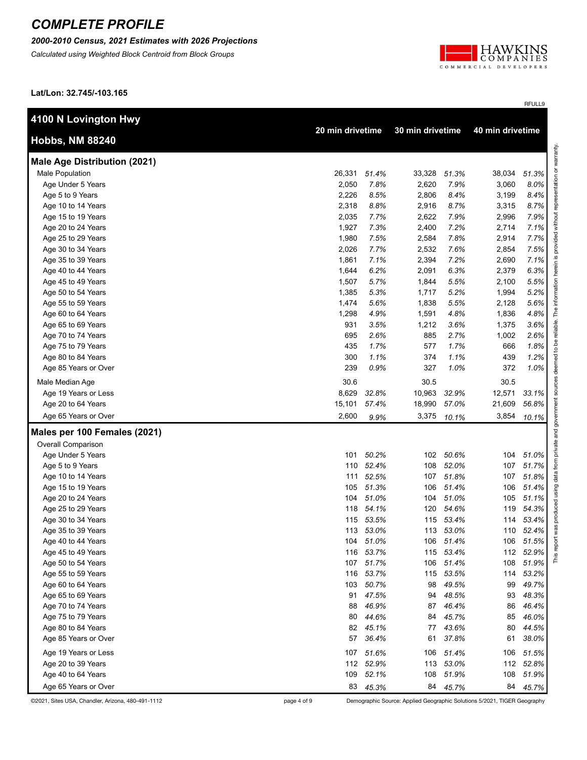# COMPLETE PROFILE

***2000-2010 Census, 2021 Estimates with 2026 Projections***

*Calculated using Weighted Block Centroid from Block Groups*

**Lat/Lon: 32.745/-103.165**

RFULL9

| **4100 N Lovington Hwy**<br>**Hobbs, NM 88240** | **20 min drivetime** | | **30 min drivetime** | | **40 min drivetime** | |
|---|---|---|---|---|---|---|
| **Male Age Distribution (2021)** | | | | | | |
| Male Population | 26,331 | *51.4%* | 33,328 | *51.3%* | 38,034 | *51.3%* |
| Age Under 5 Years | 2,050 | *7.8%* | 2,620 | *7.9%* | 3,060 | *8.0%* |
| Age 5 to 9 Years | 2,226 | *8.5%* | 2,806 | *8.4%* | 3,199 | *8.4%* |
| Age 10 to 14 Years | 2,318 | *8.8%* | 2,916 | *8.7%* | 3,315 | *8.7%* |
| Age 15 to 19 Years | 2,035 | *7.7%* | 2,622 | *7.9%* | 2,996 | *7.9%* |
| Age 20 to 24 Years | 1,927 | *7.3%* | 2,400 | *7.2%* | 2,714 | *7.1%* |
| Age 25 to 29 Years | 1,980 | *7.5%* | 2,584 | *7.8%* | 2,914 | *7.7%* |
| Age 30 to 34 Years | 2,026 | *7.7%* | 2,532 | *7.6%* | 2,854 | *7.5%* |
| Age 35 to 39 Years | 1,861 | *7.1%* | 2,394 | *7.2%* | 2,690 | *7.1%* |
| Age 40 to 44 Years | 1,644 | *6.2%* | 2,091 | *6.3%* | 2,379 | *6.3%* |
| Age 45 to 49 Years | 1,507 | *5.7%* | 1,844 | *5.5%* | 2,100 | *5.5%* |
| Age 50 to 54 Years | 1,385 | *5.3%* | 1,717 | *5.2%* | 1,994 | *5.2%* |
| Age 55 to 59 Years | 1,474 | *5.6%* | 1,838 | *5.5%* | 2,128 | *5.6%* |
| Age 60 to 64 Years | 1,298 | *4.9%* | 1,591 | *4.8%* | 1,836 | *4.8%* |
| Age 65 to 69 Years | 931 | *3.5%* | 1,212 | *3.6%* | 1,375 | *3.6%* |
| Age 70 to 74 Years | 695 | *2.6%* | 885 | *2.7%* | 1,002 | *2.6%* |
| Age 75 to 79 Years | 435 | *1.7%* | 577 | *1.7%* | 666 | *1.8%* |
| Age 80 to 84 Years | 300 | *1.1%* | 374 | *1.1%* | 439 | *1.2%* |
| Age 85 Years or Over | 239 | *0.9%* | 327 | *1.0%* | 372 | *1.0%* |
| Male Median Age | 30.6 | | 30.5 | | 30.5 | |
| Age 19 Years or Less | 8,629 | *32.8%* | 10,963 | *32.9%* | 12,571 | *33.1%* |
| Age 20 to 64 Years | 15,101 | *57.4%* | 18,990 | *57.0%* | 21,609 | *56.8%* |
| Age 65 Years or Over | 2,600 | *9.9%* | 3,375 | *10.1%* | 3,854 | *10.1%* |
| **Males per 100 Females (2021)** | | | | | | |
| Overall Comparison | | | | | | |
| Age Under 5 Years | 101 | *50.2%* | 102 | *50.6%* | 104 | *51.0%* |
| Age 5 to 9 Years | 110 | *52.4%* | 108 | *52.0%* | 107 | *51.7%* |
| Age 10 to 14 Years | 111 | *52.5%* | 107 | *51.8%* | 107 | *51.8%* |
| Age 15 to 19 Years | 105 | *51.3%* | 106 | *51.4%* | 106 | *51.4%* |
| Age 20 to 24 Years | 104 | *51.0%* | 104 | *51.0%* | 105 | *51.1%* |
| Age 25 to 29 Years | 118 | *54.1%* | 120 | *54.6%* | 119 | *54.3%* |
| Age 30 to 34 Years | 115 | *53.5%* | 115 | *53.4%* | 114 | *53.4%* |
| Age 35 to 39 Years | 113 | *53.0%* | 113 | *53.0%* | 110 | *52.4%* |
| Age 40 to 44 Years | 104 | *51.0%* | 106 | *51.4%* | 106 | *51.5%* |
| Age 45 to 49 Years | 116 | *53.7%* | 115 | *53.4%* | 112 | *52.9%* |
| Age 50 to 54 Years | 107 | *51.7%* | 106 | *51.4%* | 108 | *51.9%* |
| Age 55 to 59 Years | 116 | *53.7%* | 115 | *53.5%* | 114 | *53.2%* |
| Age 60 to 64 Years | 103 | *50.7%* | 98 | *49.5%* | 99 | *49.7%* |
| Age 65 to 69 Years | 91 | *47.5%* | 94 | *48.5%* | 93 | *48.3%* |
| Age 70 to 74 Years | 88 | *46.9%* | 87 | *46.4%* | 86 | *46.4%* |
| Age 75 to 79 Years | 80 | *44.6%* | 84 | *45.7%* | 85 | *46.0%* |
| Age 80 to 84 Years | 82 | *45.1%* | 77 | *43.6%* | 80 | *44.5%* |
| Age 85 Years or Over | 57 | *36.4%* | 61 | *37.8%* | 61 | *38.0%* |
| Age 19 Years or Less | 107 | *51.6%* | 106 | *51.4%* | 106 | *51.5%* |
| Age 20 to 39 Years | 112 | *52.9%* | 113 | *53.0%* | 112 | *52.8%* |
| Age 40 to 64 Years | 109 | *52.1%* | 108 | *51.9%* | 108 | *51.9%* |
| Age 65 Years or Over | 83 | *45.3%* | 84 | *45.7%* | 84 | *45.7%* |

This report was produced using data from private and government sources deemed to be reliable. The information herein is provided without representation or warranty.

©2021, Sites USA, Chandler, Arizona, 480-491-1112

Demographic Source: Applied Geographic Solutions 5/2021, TIGER Geography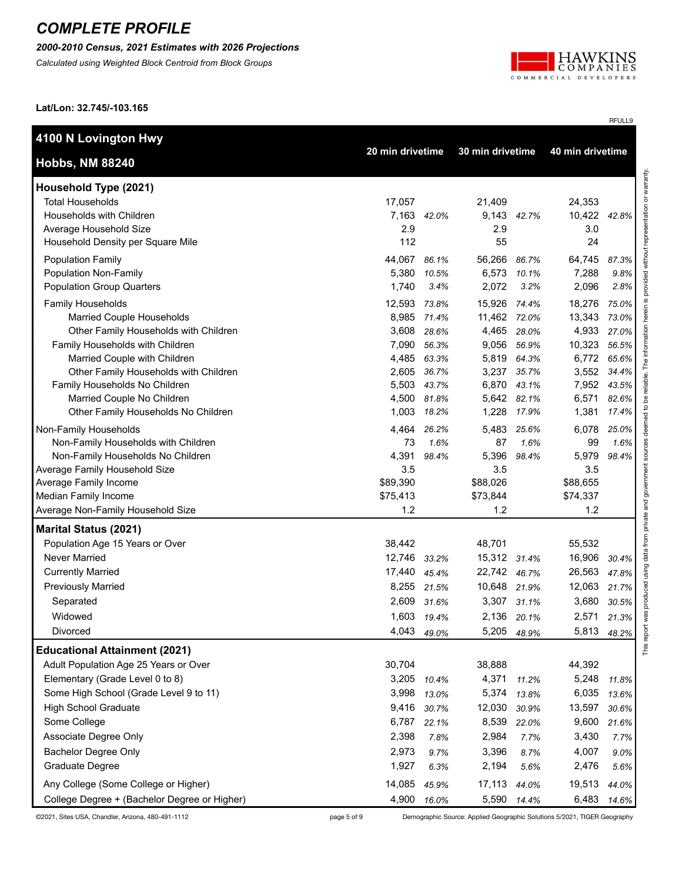# COMPLETE PROFILE

***2000-2010 Census, 2021 Estimates with 2026 Projections***

*Calculated using Weighted Block Centroid from Block Groups*

**Lat/Lon: 32.745/-103.165**

RFULL9

| **4100 N Lovington Hwy** **Hobbs, NM 88240** | **20 min drivetime** | | **30 min drivetime** | | **40 min drivetime** | |
|---|---|---|---|---|---|---|
| **Household Type (2021)** | | | | | | |
| Total Households | 17,057 | | 21,409 | | 24,353 | |
| Households with Children | 7,163 | *42.0%* | 9,143 | *42.7%* | 10,422 | *42.8%* |
| Average Household Size | 2.9 | | 2.9 | | 3.0 | |
| Household Density per Square Mile | 112 | | 55 | | 24 | |
| Population Family | 44,067 | *86.1%* | 56,266 | *86.7%* | 64,745 | *87.3%* |
| Population Non-Family | 5,380 | *10.5%* | 6,573 | *10.1%* | 7,288 | *9.8%* |
| Population Group Quarters | 1,740 | *3.4%* | 2,072 | *3.2%* | 2,096 | *2.8%* |
| Family Households | 12,593 | *73.8%* | 15,926 | *74.4%* | 18,276 | *75.0%* |
| Married Couple Households | 8,985 | *71.4%* | 11,462 | *72.0%* | 13,343 | *73.0%* |
| Other Family Households with Children | 3,608 | *28.6%* | 4,465 | *28.0%* | 4,933 | *27.0%* |
| Family Households with Children | 7,090 | *56.3%* | 9,056 | *56.9%* | 10,323 | *56.5%* |
| Married Couple with Children | 4,485 | *63.3%* | 5,819 | *64.3%* | 6,772 | *65.6%* |
| Other Family Households with Children | 2,605 | *36.7%* | 3,237 | *35.7%* | 3,552 | *34.4%* |
| Family Households No Children | 5,503 | *43.7%* | 6,870 | *43.1%* | 7,952 | *43.5%* |
| Married Couple No Children | 4,500 | *81.8%* | 5,642 | *82.1%* | 6,571 | *82.6%* |
| Other Family Households No Children | 1,003 | *18.2%* | 1,228 | *17.9%* | 1,381 | *17.4%* |
| Non-Family Households | 4,464 | *26.2%* | 5,483 | *25.6%* | 6,078 | *25.0%* |
| Non-Family Households with Children | 73 | *1.6%* | 87 | *1.6%* | 99 | *1.6%* |
| Non-Family Households No Children | 4,391 | *98.4%* | 5,396 | *98.4%* | 5,979 | *98.4%* |
| Average Family Household Size | 3.5 | | 3.5 | | 3.5 | |
| Average Family Income | $89,390 | | $88,026 | | $88,655 | |
| Median Family Income | $75,413 | | $73,844 | | $74,337 | |
| Average Non-Family Household Size | 1.2 | | 1.2 | | 1.2 | |
| **Marital Status (2021)** | | | | | | |
| Population Age 15 Years or Over | 38,442 | | 48,701 | | 55,532 | |
| Never Married | 12,746 | *33.2%* | 15,312 | *31.4%* | 16,906 | *30.4%* |
| Currently Married | 17,440 | *45.4%* | 22,742 | *46.7%* | 26,563 | *47.8%* |
| Previously Married | 8,255 | *21.5%* | 10,648 | *21.9%* | 12,063 | *21.7%* |
| Separated | 2,609 | *31.6%* | 3,307 | *31.1%* | 3,680 | *30.5%* |
| Widowed | 1,603 | *19.4%* | 2,136 | *20.1%* | 2,571 | *21.3%* |
| Divorced | 4,043 | *49.0%* | 5,205 | *48.9%* | 5,813 | *48.2%* |
| **Educational Attainment (2021)** | | | | | | |
| Adult Population Age 25 Years or Over | 30,704 | | 38,888 | | 44,392 | |
| Elementary (Grade Level 0 to 8) | 3,205 | *10.4%* | 4,371 | *11.2%* | 5,248 | *11.8%* |
| Some High School (Grade Level 9 to 11) | 3,998 | *13.0%* | 5,374 | *13.8%* | 6,035 | *13.6%* |
| High School Graduate | 9,416 | *30.7%* | 12,030 | *30.9%* | 13,597 | *30.6%* |
| Some College | 6,787 | *22.1%* | 8,539 | *22.0%* | 9,600 | *21.6%* |
| Associate Degree Only | 2,398 | *7.8%* | 2,984 | *7.7%* | 3,430 | *7.7%* |
| Bachelor Degree Only | 2,973 | *9.7%* | 3,396 | *8.7%* | 4,007 | *9.0%* |
| Graduate Degree | 1,927 | *6.3%* | 2,194 | *5.6%* | 2,476 | *5.6%* |
| Any College (Some College or Higher) | 14,085 | *45.9%* | 17,113 | *44.0%* | 19,513 | *44.0%* |
| College Degree + (Bachelor Degree or Higher) | 4,900 | *16.0%* | 5,590 | *14.4%* | 6,483 | *14.6%* |

This report was produced using data from private and government sources deemed to be reliable. The information herein is provided without representation or warranty.

©2021, Sites USA, Chandler, Arizona, 480-491-1112 — Demographic Source: Applied Geographic Solutions 5/2021, TIGER Geography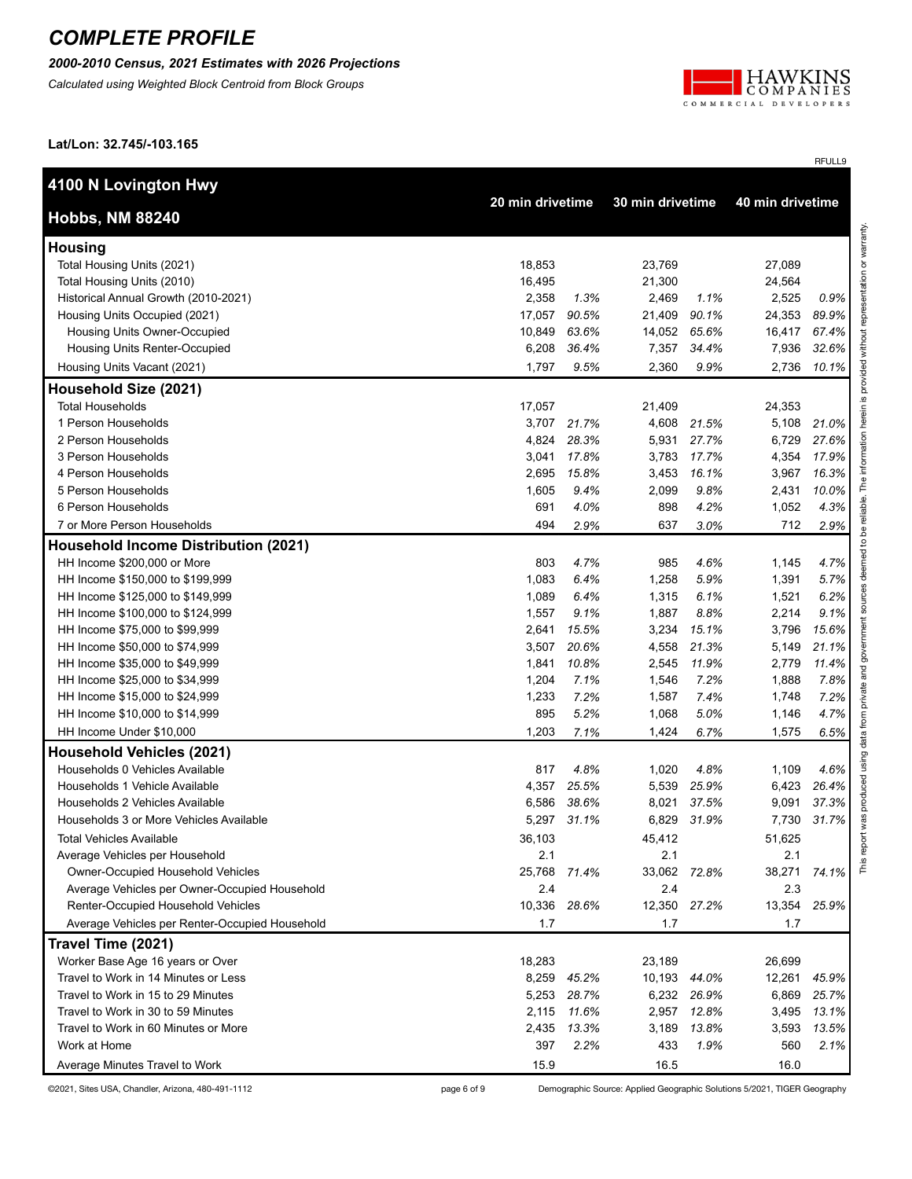# COMPLETE PROFILE

***2000-2010 Census, 2021 Estimates with 2026 Projections***

*Calculated using Weighted Block Centroid from Block Groups*

HAWKINS COMPANIES COMMERCIAL DEVELOPERS

**Lat/Lon: 32.745/-103.165**

RFULL9

| **4100 N Lovington Hwy Hobbs, NM 88240** | **20 min drivetime** | | **30 min drivetime** | | **40 min drivetime** | |
|---|---|---|---|---|---|---|
| **Housing** | | | | | | |
| Total Housing Units (2021) | 18,853 | | 23,769 | | 27,089 | |
| Total Housing Units (2010) | 16,495 | | 21,300 | | 24,564 | |
| Historical Annual Growth (2010-2021) | 2,358 | *1.3%* | 2,469 | *1.1%* | 2,525 | *0.9%* |
| Housing Units Occupied (2021) | 17,057 | *90.5%* | 21,409 | *90.1%* | 24,353 | *89.9%* |
| Housing Units Owner-Occupied | 10,849 | *63.6%* | 14,052 | *65.6%* | 16,417 | *67.4%* |
| Housing Units Renter-Occupied | 6,208 | *36.4%* | 7,357 | *34.4%* | 7,936 | *32.6%* |
| Housing Units Vacant (2021) | 1,797 | *9.5%* | 2,360 | *9.9%* | 2,736 | *10.1%* |
| **Household Size (2021)** | | | | | | |
| Total Households | 17,057 | | 21,409 | | 24,353 | |
| 1 Person Households | 3,707 | *21.7%* | 4,608 | *21.5%* | 5,108 | *21.0%* |
| 2 Person Households | 4,824 | *28.3%* | 5,931 | *27.7%* | 6,729 | *27.6%* |
| 3 Person Households | 3,041 | *17.8%* | 3,783 | *17.7%* | 4,354 | *17.9%* |
| 4 Person Households | 2,695 | *15.8%* | 3,453 | *16.1%* | 3,967 | *16.3%* |
| 5 Person Households | 1,605 | *9.4%* | 2,099 | *9.8%* | 2,431 | *10.0%* |
| 6 Person Households | 691 | *4.0%* | 898 | *4.2%* | 1,052 | *4.3%* |
| 7 or More Person Households | 494 | *2.9%* | 637 | *3.0%* | 712 | *2.9%* |
| **Household Income Distribution (2021)** | | | | | | |
| HH Income $200,000 or More | 803 | *4.7%* | 985 | *4.6%* | 1,145 | *4.7%* |
| HH Income $150,000 to $199,999 | 1,083 | *6.4%* | 1,258 | *5.9%* | 1,391 | *5.7%* |
| HH Income $125,000 to $149,999 | 1,089 | *6.4%* | 1,315 | *6.1%* | 1,521 | *6.2%* |
| HH Income $100,000 to $124,999 | 1,557 | *9.1%* | 1,887 | *8.8%* | 2,214 | *9.1%* |
| HH Income $75,000 to $99,999 | 2,641 | *15.5%* | 3,234 | *15.1%* | 3,796 | *15.6%* |
| HH Income $50,000 to $74,999 | 3,507 | *20.6%* | 4,558 | *21.3%* | 5,149 | *21.1%* |
| HH Income $35,000 to $49,999 | 1,841 | *10.8%* | 2,545 | *11.9%* | 2,779 | *11.4%* |
| HH Income $25,000 to $34,999 | 1,204 | *7.1%* | 1,546 | *7.2%* | 1,888 | *7.8%* |
| HH Income $15,000 to $24,999 | 1,233 | *7.2%* | 1,587 | *7.4%* | 1,748 | *7.2%* |
| HH Income $10,000 to $14,999 | 895 | *5.2%* | 1,068 | *5.0%* | 1,146 | *4.7%* |
| HH Income Under $10,000 | 1,203 | *7.1%* | 1,424 | *6.7%* | 1,575 | *6.5%* |
| **Household Vehicles (2021)** | | | | | | |
| Households 0 Vehicles Available | 817 | *4.8%* | 1,020 | *4.8%* | 1,109 | *4.6%* |
| Households 1 Vehicle Available | 4,357 | *25.5%* | 5,539 | *25.9%* | 6,423 | *26.4%* |
| Households 2 Vehicles Available | 6,586 | *38.6%* | 8,021 | *37.5%* | 9,091 | *37.3%* |
| Households 3 or More Vehicles Available | 5,297 | *31.1%* | 6,829 | *31.9%* | 7,730 | *31.7%* |
| Total Vehicles Available | 36,103 | | 45,412 | | 51,625 | |
| Average Vehicles per Household | 2.1 | | 2.1 | | 2.1 | |
| Owner-Occupied Household Vehicles | 25,768 | *71.4%* | 33,062 | *72.8%* | 38,271 | *74.1%* |
| Average Vehicles per Owner-Occupied Household | 2.4 | | 2.4 | | 2.3 | |
| Renter-Occupied Household Vehicles | 10,336 | *28.6%* | 12,350 | *27.2%* | 13,354 | *25.9%* |
| Average Vehicles per Renter-Occupied Household | 1.7 | | 1.7 | | 1.7 | |
| **Travel Time (2021)** | | | | | | |
| Worker Base Age 16 years or Over | 18,283 | | 23,189 | | 26,699 | |
| Travel to Work in 14 Minutes or Less | 8,259 | *45.2%* | 10,193 | *44.0%* | 12,261 | *45.9%* |
| Travel to Work in 15 to 29 Minutes | 5,253 | *28.7%* | 6,232 | *26.9%* | 6,869 | *25.7%* |
| Travel to Work in 30 to 59 Minutes | 2,115 | *11.6%* | 2,957 | *12.8%* | 3,495 | *13.1%* |
| Travel to Work in 60 Minutes or More | 2,435 | *13.3%* | 3,189 | *13.8%* | 3,593 | *13.5%* |
| Work at Home | 397 | *2.2%* | 433 | *1.9%* | 560 | *2.1%* |
| Average Minutes Travel to Work | 15.9 | | 16.5 | | 16.0 | |

This report was produced using data from private and government sources deemed to be reliable. The information herein is provided without representation or warranty.

©2021, Sites USA, Chandler, Arizona, 480-491-1112

Demographic Source: Applied Geographic Solutions 5/2021, TIGER Geography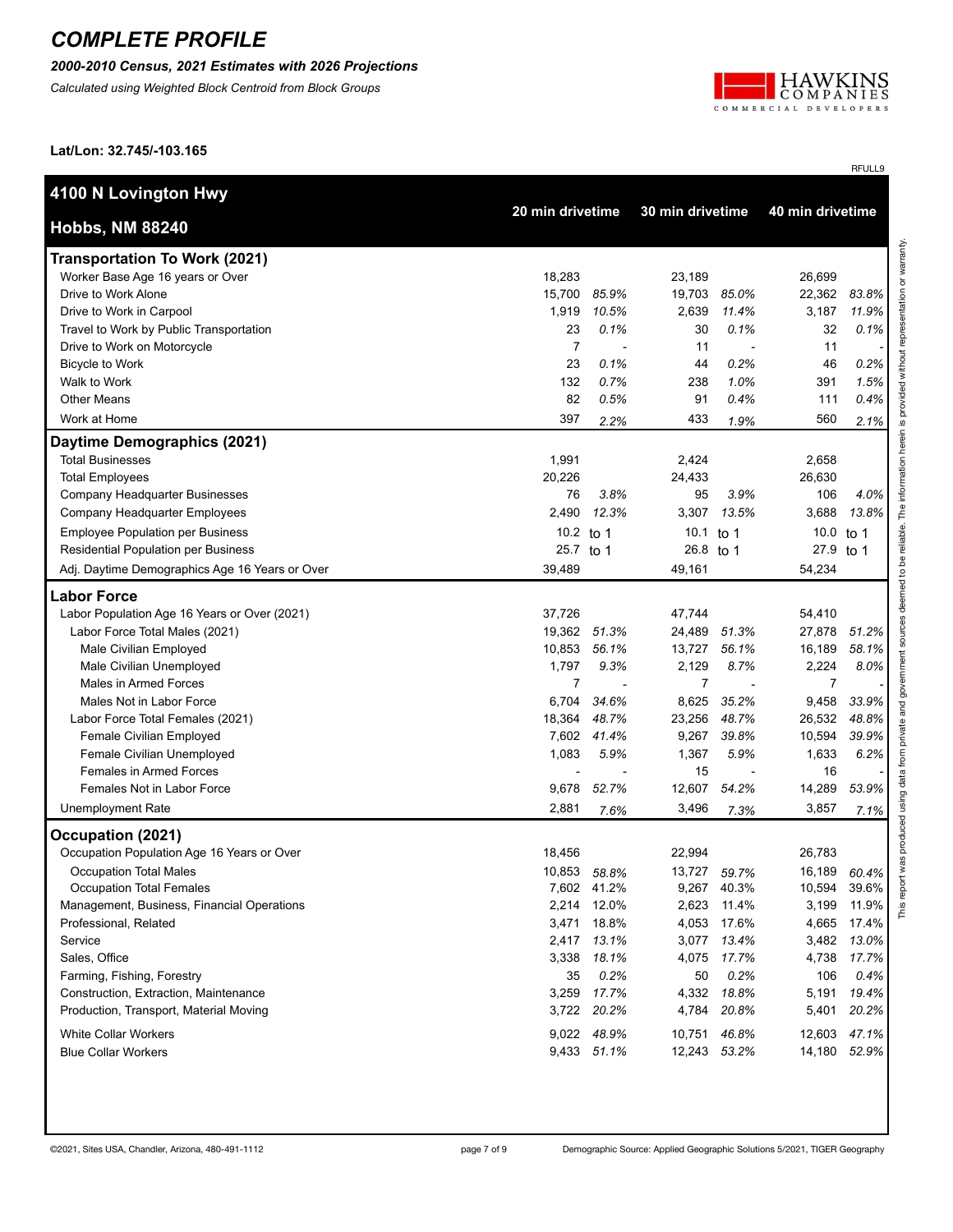# COMPLETE PROFILE

***2000-2010 Census, 2021 Estimates with 2026 Projections***

*Calculated using Weighted Block Centroid from Block Groups*

**Lat/Lon: 32.745/-103.165**

RFULL9

| **4100 N Lovington Hwy** <br> **Hobbs, NM 88240** | **20 min drivetime** | | **30 min drivetime** | | **40 min drivetime** | |
|---|---|---|---|---|---|---|
| **Transportation To Work (2021)** | | | | | | |
| Worker Base Age 16 years or Over | 18,283 | | 23,189 | | 26,699 | |
| Drive to Work Alone | 15,700 | *85.9%* | 19,703 | *85.0%* | 22,362 | *83.8%* |
| Drive to Work in Carpool | 1,919 | *10.5%* | 2,639 | *11.4%* | 3,187 | *11.9%* |
| Travel to Work by Public Transportation | 23 | *0.1%* | 30 | *0.1%* | 32 | *0.1%* |
| Drive to Work on Motorcycle | 7 | - | 11 | - | 11 | - |
| Bicycle to Work | 23 | *0.1%* | 44 | *0.2%* | 46 | *0.2%* |
| Walk to Work | 132 | *0.7%* | 238 | *1.0%* | 391 | *1.5%* |
| Other Means | 82 | *0.5%* | 91 | *0.4%* | 111 | *0.4%* |
| Work at Home | 397 | *2.2%* | 433 | *1.9%* | 560 | *2.1%* |
| **Daytime Demographics (2021)** | | | | | | |
| Total Businesses | 1,991 | | 2,424 | | 2,658 | |
| Total Employees | 20,226 | | 24,433 | | 26,630 | |
| Company Headquarter Businesses | 76 | *3.8%* | 95 | *3.9%* | 106 | *4.0%* |
| Company Headquarter Employees | 2,490 | *12.3%* | 3,307 | *13.5%* | 3,688 | *13.8%* |
| Employee Population per Business | 10.2 | to 1 | 10.1 | to 1 | 10.0 | to 1 |
| Residential Population per Business | 25.7 | to 1 | 26.8 | to 1 | 27.9 | to 1 |
| Adj. Daytime Demographics Age 16 Years or Over | 39,489 | | 49,161 | | 54,234 | |
| **Labor Force** | | | | | | |
| Labor Population Age 16 Years or Over (2021) | 37,726 | | 47,744 | | 54,410 | |
| Labor Force Total Males (2021) | 19,362 | *51.3%* | 24,489 | *51.3%* | 27,878 | *51.2%* |
| Male Civilian Employed | 10,853 | *56.1%* | 13,727 | *56.1%* | 16,189 | *58.1%* |
| Male Civilian Unemployed | 1,797 | *9.3%* | 2,129 | *8.7%* | 2,224 | *8.0%* |
| Males in Armed Forces | 7 | - | 7 | - | 7 | - |
| Males Not in Labor Force | 6,704 | *34.6%* | 8,625 | *35.2%* | 9,458 | *33.9%* |
| Labor Force Total Females (2021) | 18,364 | *48.7%* | 23,256 | *48.7%* | 26,532 | *48.8%* |
| Female Civilian Employed | 7,602 | *41.4%* | 9,267 | *39.8%* | 10,594 | *39.9%* |
| Female Civilian Unemployed | 1,083 | *5.9%* | 1,367 | *5.9%* | 1,633 | *6.2%* |
| Females in Armed Forces | - | - | 15 | - | 16 | - |
| Females Not in Labor Force | 9,678 | *52.7%* | 12,607 | *54.2%* | 14,289 | *53.9%* |
| Unemployment Rate | 2,881 | *7.6%* | 3,496 | *7.3%* | 3,857 | *7.1%* |
| **Occupation (2021)** | | | | | | |
| Occupation Population Age 16 Years or Over | 18,456 | | 22,994 | | 26,783 | |
| Occupation Total Males | 10,853 | *58.8%* | 13,727 | *59.7%* | 16,189 | *60.4%* |
| Occupation Total Females | 7,602 | 41.2% | 9,267 | 40.3% | 10,594 | 39.6% |
| Management, Business, Financial Operations | 2,214 | 12.0% | 2,623 | 11.4% | 3,199 | 11.9% |
| Professional, Related | 3,471 | 18.8% | 4,053 | 17.6% | 4,665 | 17.4% |
| Service | 2,417 | *13.1%* | 3,077 | *13.4%* | 3,482 | *13.0%* |
| Sales, Office | 3,338 | *18.1%* | 4,075 | *17.7%* | 4,738 | *17.7%* |
| Farming, Fishing, Forestry | 35 | *0.2%* | 50 | *0.2%* | 106 | *0.4%* |
| Construction, Extraction, Maintenance | 3,259 | *17.7%* | 4,332 | *18.8%* | 5,191 | *19.4%* |
| Production, Transport, Material Moving | 3,722 | *20.2%* | 4,784 | *20.8%* | 5,401 | *20.2%* |
| White Collar Workers | 9,022 | *48.9%* | 10,751 | *46.8%* | 12,603 | *47.1%* |
| Blue Collar Workers | 9,433 | *51.1%* | 12,243 | *53.2%* | 14,180 | *52.9%* |

This report was produced using data from private and government sources deemed to be reliable. The information herein is provided without representation or warranty.

©2021, Sites USA, Chandler, Arizona, 480-491-1112

Demographic Source: Applied Geographic Solutions 5/2021, TIGER Geography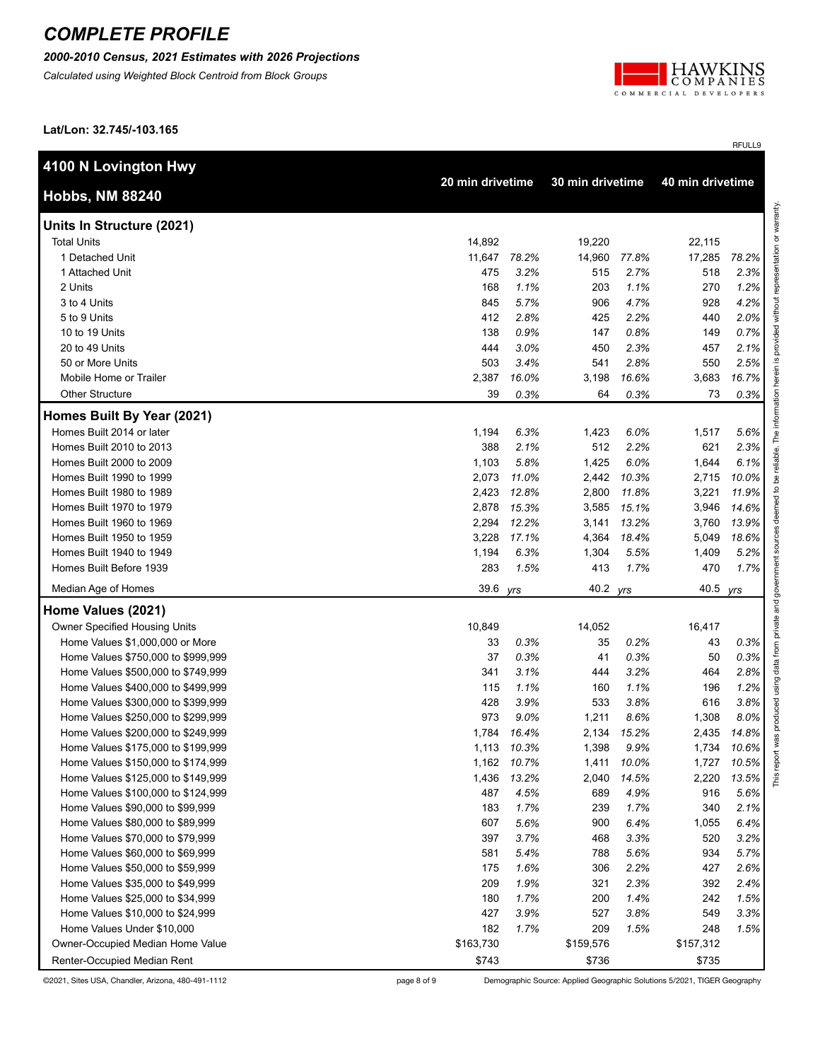# COMPLETE PROFILE

***2000-2010 Census, 2021 Estimates with 2026 Projections***

*Calculated using Weighted Block Centroid from Block Groups*

**Lat/Lon: 32.745/-103.165**

RFULL9

| **4100 N Lovington Hwy** **Hobbs, NM 88240** | **20 min drivetime** | | **30 min drivetime** | | **40 min drivetime** | |
|---|---|---|---|---|---|---|
| **Units In Structure (2021)** | | | | | | |
| Total Units | 14,892 | | 19,220 | | 22,115 | |
| 1 Detached Unit | 11,647 | *78.2%* | 14,960 | *77.8%* | 17,285 | *78.2%* |
| 1 Attached Unit | 475 | *3.2%* | 515 | *2.7%* | 518 | *2.3%* |
| 2 Units | 168 | *1.1%* | 203 | *1.1%* | 270 | *1.2%* |
| 3 to 4 Units | 845 | *5.7%* | 906 | *4.7%* | 928 | *4.2%* |
| 5 to 9 Units | 412 | *2.8%* | 425 | *2.2%* | 440 | *2.0%* |
| 10 to 19 Units | 138 | *0.9%* | 147 | *0.8%* | 149 | *0.7%* |
| 20 to 49 Units | 444 | *3.0%* | 450 | *2.3%* | 457 | *2.1%* |
| 50 or More Units | 503 | *3.4%* | 541 | *2.8%* | 550 | *2.5%* |
| Mobile Home or Trailer | 2,387 | *16.0%* | 3,198 | *16.6%* | 3,683 | *16.7%* |
| Other Structure | 39 | *0.3%* | 64 | *0.3%* | 73 | *0.3%* |
| **Homes Built By Year (2021)** | | | | | | |
| Homes Built 2014 or later | 1,194 | *6.3%* | 1,423 | *6.0%* | 1,517 | *5.6%* |
| Homes Built 2010 to 2013 | 388 | *2.1%* | 512 | *2.2%* | 621 | *2.3%* |
| Homes Built 2000 to 2009 | 1,103 | *5.8%* | 1,425 | *6.0%* | 1,644 | *6.1%* |
| Homes Built 1990 to 1999 | 2,073 | *11.0%* | 2,442 | *10.3%* | 2,715 | *10.0%* |
| Homes Built 1980 to 1989 | 2,423 | *12.8%* | 2,800 | *11.8%* | 3,221 | *11.9%* |
| Homes Built 1970 to 1979 | 2,878 | *15.3%* | 3,585 | *15.1%* | 3,946 | *14.6%* |
| Homes Built 1960 to 1969 | 2,294 | *12.2%* | 3,141 | *13.2%* | 3,760 | *13.9%* |
| Homes Built 1950 to 1959 | 3,228 | *17.1%* | 4,364 | *18.4%* | 5,049 | *18.6%* |
| Homes Built 1940 to 1949 | 1,194 | *6.3%* | 1,304 | *5.5%* | 1,409 | *5.2%* |
| Homes Built Before 1939 | 283 | *1.5%* | 413 | *1.7%* | 470 | *1.7%* |
| Median Age of Homes | 39.6 | *yrs* | 40.2 | *yrs* | 40.5 | *yrs* |
| **Home Values (2021)** | | | | | | |
| Owner Specified Housing Units | 10,849 | | 14,052 | | 16,417 | |
| Home Values $1,000,000 or More | 33 | *0.3%* | 35 | *0.2%* | 43 | *0.3%* |
| Home Values $750,000 to $999,999 | 37 | *0.3%* | 41 | *0.3%* | 50 | *0.3%* |
| Home Values $500,000 to $749,999 | 341 | *3.1%* | 444 | *3.2%* | 464 | *2.8%* |
| Home Values $400,000 to $499,999 | 115 | *1.1%* | 160 | *1.1%* | 196 | *1.2%* |
| Home Values $300,000 to $399,999 | 428 | *3.9%* | 533 | *3.8%* | 616 | *3.8%* |
| Home Values $250,000 to $299,999 | 973 | *9.0%* | 1,211 | *8.6%* | 1,308 | *8.0%* |
| Home Values $200,000 to $249,999 | 1,784 | *16.4%* | 2,134 | *15.2%* | 2,435 | *14.8%* |
| Home Values $175,000 to $199,999 | 1,113 | *10.3%* | 1,398 | *9.9%* | 1,734 | *10.6%* |
| Home Values $150,000 to $174,999 | 1,162 | *10.7%* | 1,411 | *10.0%* | 1,727 | *10.5%* |
| Home Values $125,000 to $149,999 | 1,436 | *13.2%* | 2,040 | *14.5%* | 2,220 | *13.5%* |
| Home Values $100,000 to $124,999 | 487 | *4.5%* | 689 | *4.9%* | 916 | *5.6%* |
| Home Values $90,000 to $99,999 | 183 | *1.7%* | 239 | *1.7%* | 340 | *2.1%* |
| Home Values $80,000 to $89,999 | 607 | *5.6%* | 900 | *6.4%* | 1,055 | *6.4%* |
| Home Values $70,000 to $79,999 | 397 | *3.7%* | 468 | *3.3%* | 520 | *3.2%* |
| Home Values $60,000 to $69,999 | 581 | *5.4%* | 788 | *5.6%* | 934 | *5.7%* |
| Home Values $50,000 to $59,999 | 175 | *1.6%* | 306 | *2.2%* | 427 | *2.6%* |
| Home Values $35,000 to $49,999 | 209 | *1.9%* | 321 | *2.3%* | 392 | *2.4%* |
| Home Values $25,000 to $34,999 | 180 | *1.7%* | 200 | *1.4%* | 242 | *1.5%* |
| Home Values $10,000 to $24,999 | 427 | *3.9%* | 527 | *3.8%* | 549 | *3.3%* |
| Home Values Under $10,000 | 182 | *1.7%* | 209 | *1.5%* | 248 | *1.5%* |
| Owner-Occupied Median Home Value | $163,730 | | $159,576 | | $157,312 | |
| Renter-Occupied Median Rent | $743 | | $736 | | $735 | |

*This report was produced using data from private and government sources deemed to be reliable. The information herein is provided without representation or warranty.*

©2021, Sites USA, Chandler, Arizona, 480-491-1112

Demographic Source: Applied Geographic Solutions 5/2021, TIGER Geography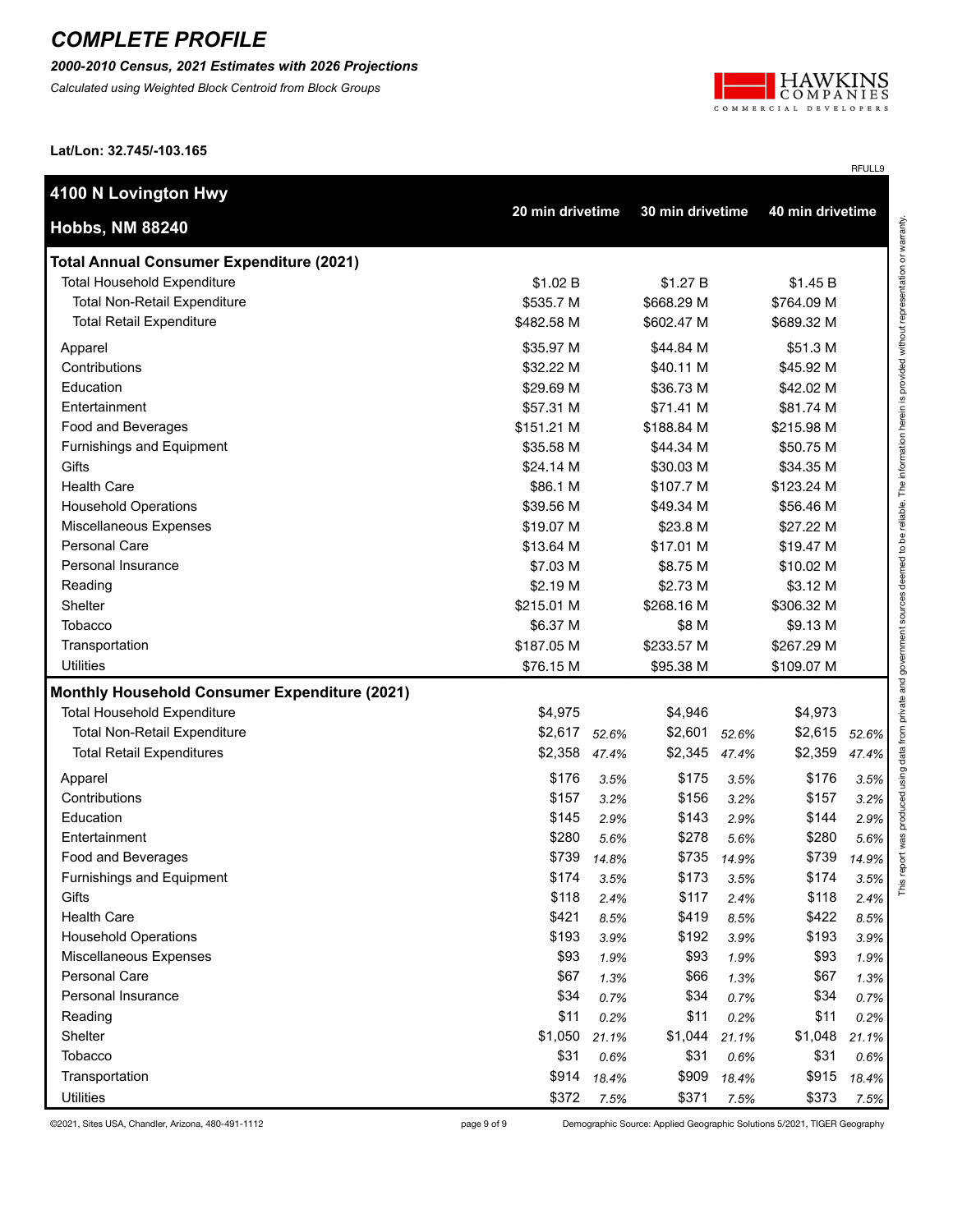# COMPLETE PROFILE

***2000-2010 Census, 2021 Estimates with 2026 Projections***

*Calculated using Weighted Block Centroid from Block Groups*

**Lat/Lon: 32.745/-103.165**

RFULL9

| **4100 N Lovington Hwy**<br>**Hobbs, NM 88240** | **20 min drivetime** | | **30 min drivetime** | | **40 min drivetime** | |
|---|---|---|---|---|---|---|
| **Total Annual Consumer Expenditure (2021)** | | | | | | |
| Total Household Expenditure | $1.02 B | | $1.27 B | | $1.45 B | |
| Total Non-Retail Expenditure | $535.7 M | | $668.29 M | | $764.09 M | |
| Total Retail Expenditure | $482.58 M | | $602.47 M | | $689.32 M | |
| Apparel | $35.97 M | | $44.84 M | | $51.3 M | |
| Contributions | $32.22 M | | $40.11 M | | $45.92 M | |
| Education | $29.69 M | | $36.73 M | | $42.02 M | |
| Entertainment | $57.31 M | | $71.41 M | | $81.74 M | |
| Food and Beverages | $151.21 M | | $188.84 M | | $215.98 M | |
| Furnishings and Equipment | $35.58 M | | $44.34 M | | $50.75 M | |
| Gifts | $24.14 M | | $30.03 M | | $34.35 M | |
| Health Care | $86.1 M | | $107.7 M | | $123.24 M | |
| Household Operations | $39.56 M | | $49.34 M | | $56.46 M | |
| Miscellaneous Expenses | $19.07 M | | $23.8 M | | $27.22 M | |
| Personal Care | $13.64 M | | $17.01 M | | $19.47 M | |
| Personal Insurance | $7.03 M | | $8.75 M | | $10.02 M | |
| Reading | $2.19 M | | $2.73 M | | $3.12 M | |
| Shelter | $215.01 M | | $268.16 M | | $306.32 M | |
| Tobacco | $6.37 M | | $8 M | | $9.13 M | |
| Transportation | $187.05 M | | $233.57 M | | $267.29 M | |
| Utilities | $76.15 M | | $95.38 M | | $109.07 M | |
| **Monthly Household Consumer Expenditure (2021)** | | | | | | |
| Total Household Expenditure | $4,975 | | $4,946 | | $4,973 | |
| Total Non-Retail Expenditure | $2,617 | *52.6%* | $2,601 | *52.6%* | $2,615 | *52.6%* |
| Total Retail Expenditures | $2,358 | *47.4%* | $2,345 | *47.4%* | $2,359 | *47.4%* |
| Apparel | $176 | *3.5%* | $175 | *3.5%* | $176 | *3.5%* |
| Contributions | $157 | *3.2%* | $156 | *3.2%* | $157 | *3.2%* |
| Education | $145 | *2.9%* | $143 | *2.9%* | $144 | *2.9%* |
| Entertainment | $280 | *5.6%* | $278 | *5.6%* | $280 | *5.6%* |
| Food and Beverages | $739 | *14.8%* | $735 | *14.9%* | $739 | *14.9%* |
| Furnishings and Equipment | $174 | *3.5%* | $173 | *3.5%* | $174 | *3.5%* |
| Gifts | $118 | *2.4%* | $117 | *2.4%* | $118 | *2.4%* |
| Health Care | $421 | *8.5%* | $419 | *8.5%* | $422 | *8.5%* |
| Household Operations | $193 | *3.9%* | $192 | *3.9%* | $193 | *3.9%* |
| Miscellaneous Expenses | $93 | *1.9%* | $93 | *1.9%* | $93 | *1.9%* |
| Personal Care | $67 | *1.3%* | $66 | *1.3%* | $67 | *1.3%* |
| Personal Insurance | $34 | *0.7%* | $34 | *0.7%* | $34 | *0.7%* |
| Reading | $11 | *0.2%* | $11 | *0.2%* | $11 | *0.2%* |
| Shelter | $1,050 | *21.1%* | $1,044 | *21.1%* | $1,048 | *21.1%* |
| Tobacco | $31 | *0.6%* | $31 | *0.6%* | $31 | *0.6%* |
| Transportation | $914 | *18.4%* | $909 | *18.4%* | $915 | *18.4%* |
| Utilities | $372 | *7.5%* | $371 | *7.5%* | $373 | *7.5%* |

This report was produced using data from private and government sources deemed to be reliable. The information herein is provided without representation or warranty.

©2021, Sites USA, Chandler, Arizona, 480-491-1112

Demographic Source: Applied Geographic Solutions 5/2021, TIGER Geography